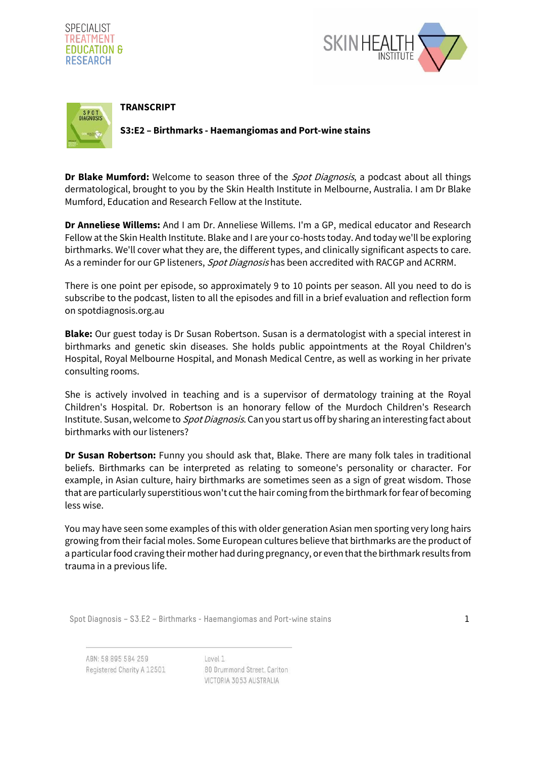# TRANSCRIPT

## S3:E2 – Birthmarks - Haemangiomas and Port-wine stains

**Dr Blake Mumford:** Welcome to season three of the *Spot Diagnosis*, a podcast about all things dermatological, brought to you by the Skin Health Institute in Melbourne, Australia. I am Dr Blake Mumford, Education and Research Fellow at the Institute.

**Dr Anneliese Willems:** And I am Dr. Anneliese Willems. I'm a GP, medical educator and Research Fellow at the Skin Health Institute. Blake and I are your co-hosts today. And today we'll be exploring birthmarks. We'll cover what they are, the different types, and clinically significant aspects to care. As a reminder for our GP listeners, *Spot Diagnosis* has been accredited with RACGP and ACRRM.

There is one point per episode, so approximately 9 to 10 points per season. All you need to do is subscribe to the podcast, listen to all the episodes and fill in a brief evaluation and reflection form on spotdiagnosis.org.au

**Blake:** Our guest today is Dr Susan Robertson. Susan is a dermatologist with a special interest in birthmarks and genetic skin diseases. She holds public appointments at the Royal Children's Hospital, Royal Melbourne Hospital, and Monash Medical Centre, as well as working in her private consulting rooms.

She is actively involved in teaching and is a supervisor of dermatology training at the Royal Children's Hospital. Dr. Robertson is an honorary fellow of the Murdoch Children's Research Institute. Susan, welcome to *Spot Diagnosis*. Can you start us off by sharing an interesting fact about birthmarks with our listeners?

**Dr Susan Robertson:** Funny you should ask that, Blake. There are many folk tales in traditional beliefs. Birthmarks can be interpreted as relating to someone's personality or character. For example, in Asian culture, hairy birthmarks are sometimes seen as a sign of great wisdom. Those that are particularly superstitious won't cut the hair coming from the birthmark for fear of becoming less wise.

You may have seen some examples of this with older generation Asian men sporting very long hairs growing from their facial moles. Some European cultures believe that birthmarks are the product of a particular food craving their mother had during pregnancy, or even that the birthmark results from trauma in a previous life.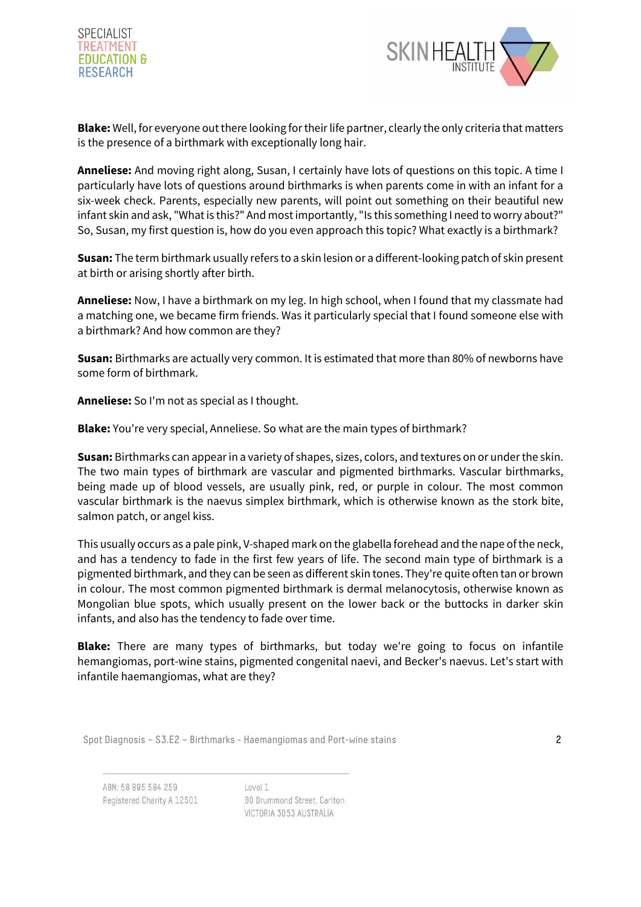**Blake:** Well, for everyone out there looking for their life partner, clearly the only criteria that matters is the presence of a birthmark with exceptionally long hair.

**Anneliese:** And moving right along, Susan, I certainly have lots of questions on this topic. A time I particularly have lots of questions around birthmarks is when parents come in with an infant for a six-week check. Parents, especially new parents, will point out something on their beautiful new infant skin and ask, "What is this?" And most importantly, "Is this something I need to worry about?" So, Susan, my first question is, how do you even approach this topic? What exactly is a birthmark?

**Susan:** The term birthmark usually refers to a skin lesion or a different-looking patch of skin present at birth or arising shortly after birth.

**Anneliese:** Now, I have a birthmark on my leg. In high school, when I found that my classmate had a matching one, we became firm friends. Was it particularly special that I found someone else with a birthmark? And how common are they?

**Susan:** Birthmarks are actually very common. It is estimated that more than 80% of newborns have some form of birthmark.

**Anneliese:** So I'm not as special as I thought.

**Blake:** You're very special, Anneliese. So what are the main types of birthmark?

**Susan:** Birthmarks can appear in a variety of shapes, sizes, colors, and textures on or under the skin. The two main types of birthmark are vascular and pigmented birthmarks. Vascular birthmarks, being made up of blood vessels, are usually pink, red, or purple in colour. The most common vascular birthmark is the naevus simplex birthmark, which is otherwise known as the stork bite, salmon patch, or angel kiss.

This usually occurs as a pale pink, V-shaped mark on the glabella forehead and the nape of the neck, and has a tendency to fade in the first few years of life. The second main type of birthmark is a pigmented birthmark, and they can be seen as different skin tones. They're quite often tan or brown in colour. The most common pigmented birthmark is dermal melanocytosis, otherwise known as Mongolian blue spots, which usually present on the lower back or the buttocks in darker skin infants, and also has the tendency to fade over time.

**Blake:** There are many types of birthmarks, but today we're going to focus on infantile hemangiomas, port-wine stains, pigmented congenital naevi, and Becker's naevus. Let's start with infantile haemangiomas, what are they?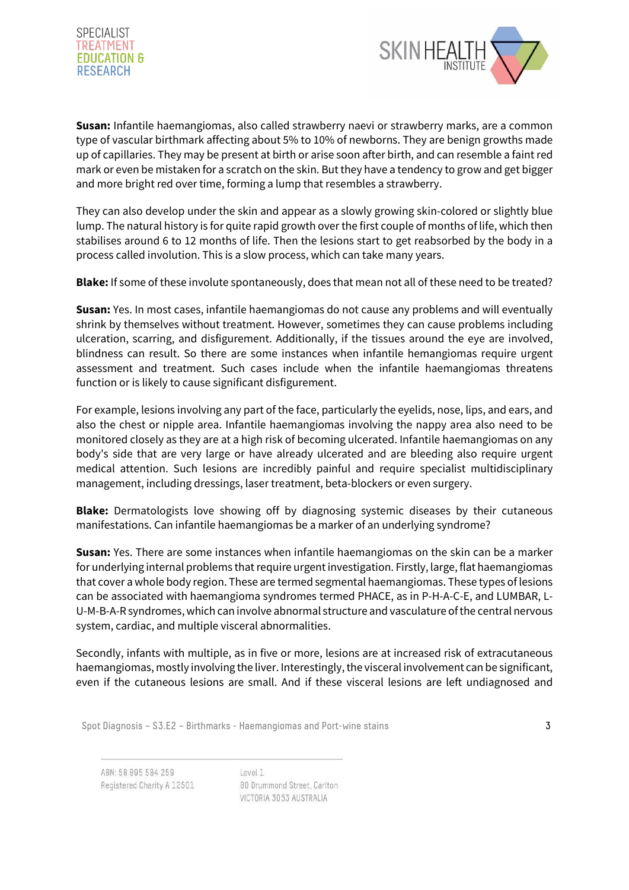**Susan:** Infantile haemangiomas, also called strawberry naevi or strawberry marks, are a common type of vascular birthmark affecting about 5% to 10% of newborns. They are benign growths made up of capillaries. They may be present at birth or arise soon after birth, and can resemble a faint red mark or even be mistaken for a scratch on the skin. But they have a tendency to grow and get bigger and more bright red over time, forming a lump that resembles a strawberry.

They can also develop under the skin and appear as a slowly growing skin-colored or slightly blue lump. The natural history is for quite rapid growth over the first couple of months of life, which then stabilises around 6 to 12 months of life. Then the lesions start to get reabsorbed by the body in a process called involution. This is a slow process, which can take many years.

**Blake:** If some of these involute spontaneously, does that mean not all of these need to be treated?

**Susan:** Yes. In most cases, infantile haemangiomas do not cause any problems and will eventually shrink by themselves without treatment. However, sometimes they can cause problems including ulceration, scarring, and disfigurement. Additionally, if the tissues around the eye are involved, blindness can result. So there are some instances when infantile hemangiomas require urgent assessment and treatment. Such cases include when the infantile haemangiomas threatens function or is likely to cause significant disfigurement.

For example, lesions involving any part of the face, particularly the eyelids, nose, lips, and ears, and also the chest or nipple area. Infantile haemangiomas involving the nappy area also need to be monitored closely as they are at a high risk of becoming ulcerated. Infantile haemangiomas on any body's side that are very large or have already ulcerated and are bleeding also require urgent medical attention. Such lesions are incredibly painful and require specialist multidisciplinary management, including dressings, laser treatment, beta-blockers or even surgery.

**Blake:** Dermatologists love showing off by diagnosing systemic diseases by their cutaneous manifestations. Can infantile haemangiomas be a marker of an underlying syndrome?

**Susan:** Yes. There are some instances when infantile haemangiomas on the skin can be a marker for underlying internal problems that require urgent investigation. Firstly, large, flat haemangiomas that cover a whole body region. These are termed segmental haemangiomas. These types of lesions can be associated with haemangioma syndromes termed PHACE, as in P-H-A-C-E, and LUMBAR, L-U-M-B-A-R syndromes, which can involve abnormal structure and vasculature of the central nervous system, cardiac, and multiple visceral abnormalities.

Secondly, infants with multiple, as in five or more, lesions are at increased risk of extracutaneous haemangiomas, mostly involving the liver. Interestingly, the visceral involvement can be significant, even if the cutaneous lesions are small. And if these visceral lesions are left undiagnosed and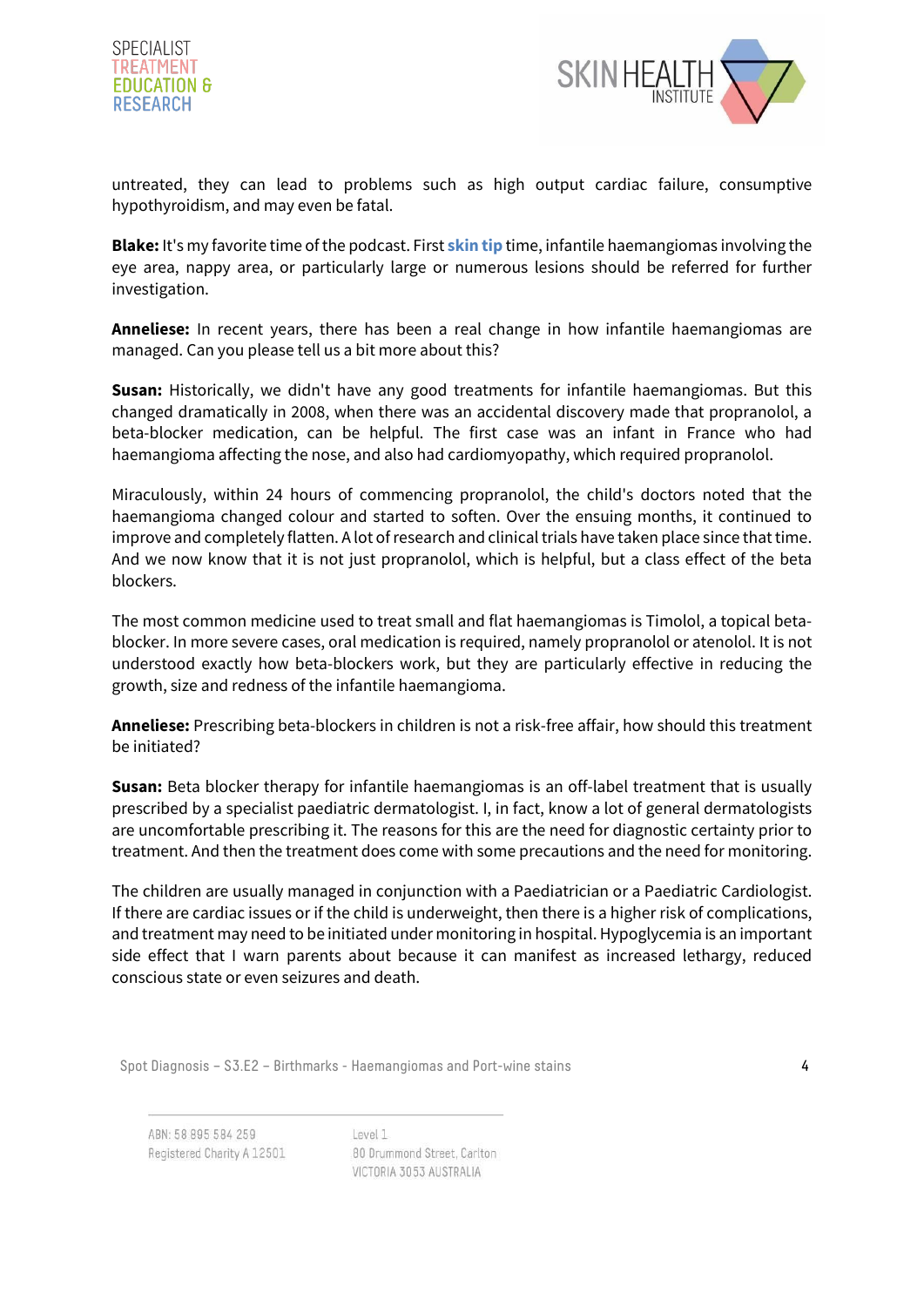untreated, they can lead to problems such as high output cardiac failure, consumptive hypothyroidism, and may even be fatal.

**Blake:** It's my favorite time of the podcast. First **skin tip** time, infantile haemangiomas involving the eye area, nappy area, or particularly large or numerous lesions should be referred for further investigation.

**Anneliese:** In recent years, there has been a real change in how infantile haemangiomas are managed. Can you please tell us a bit more about this?

**Susan:** Historically, we didn't have any good treatments for infantile haemangiomas. But this changed dramatically in 2008, when there was an accidental discovery made that propranolol, a beta-blocker medication, can be helpful. The first case was an infant in France who had haemangioma affecting the nose, and also had cardiomyopathy, which required propranolol.

Miraculously, within 24 hours of commencing propranolol, the child's doctors noted that the haemangioma changed colour and started to soften. Over the ensuing months, it continued to improve and completely flatten. A lot of research and clinical trials have taken place since that time. And we now know that it is not just propranolol, which is helpful, but a class effect of the beta blockers.

The most common medicine used to treat small and flat haemangiomas is Timolol, a topical beta-blocker. In more severe cases, oral medication is required, namely propranolol or atenolol. It is not understood exactly how beta-blockers work, but they are particularly effective in reducing the growth, size and redness of the infantile haemangioma.

**Anneliese:** Prescribing beta-blockers in children is not a risk-free affair, how should this treatment be initiated?

**Susan:** Beta blocker therapy for infantile haemangiomas is an off-label treatment that is usually prescribed by a specialist paediatric dermatologist. I, in fact, know a lot of general dermatologists are uncomfortable prescribing it. The reasons for this are the need for diagnostic certainty prior to treatment. And then the treatment does come with some precautions and the need for monitoring.

The children are usually managed in conjunction with a Paediatrician or a Paediatric Cardiologist. If there are cardiac issues or if the child is underweight, then there is a higher risk of complications, and treatment may need to be initiated under monitoring in hospital. Hypoglycemia is an important side effect that I warn parents about because it can manifest as increased lethargy, reduced conscious state or even seizures and death.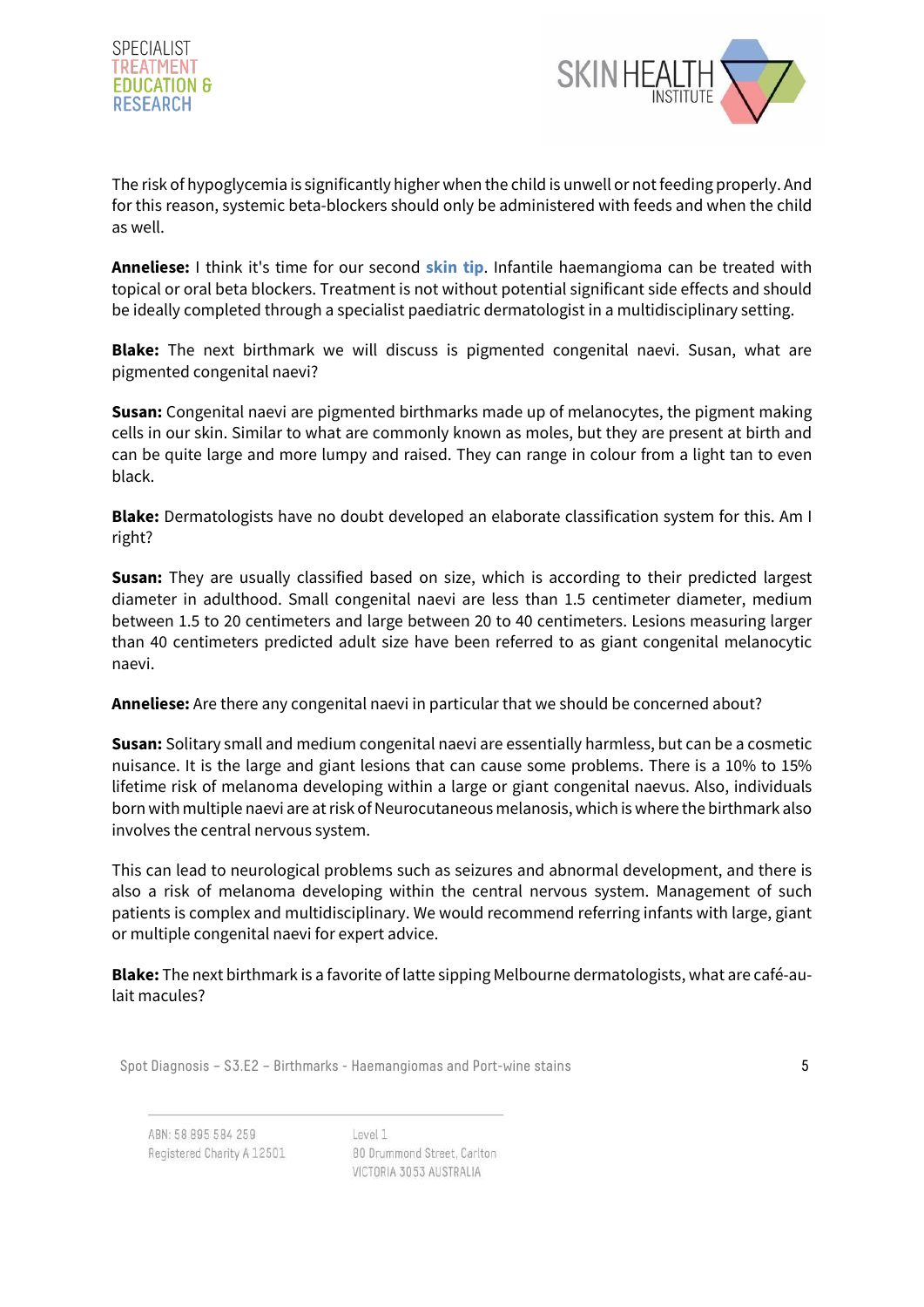The risk of hypoglycemia is significantly higher when the child is unwell or not feeding properly. And for this reason, systemic beta-blockers should only be administered with feeds and when the child as well.

**Anneliese:** I think it's time for our second **skin tip**. Infantile haemangioma can be treated with topical or oral beta blockers. Treatment is not without potential significant side effects and should be ideally completed through a specialist paediatric dermatologist in a multidisciplinary setting.

**Blake:** The next birthmark we will discuss is pigmented congenital naevi. Susan, what are pigmented congenital naevi?

**Susan:** Congenital naevi are pigmented birthmarks made up of melanocytes, the pigment making cells in our skin. Similar to what are commonly known as moles, but they are present at birth and can be quite large and more lumpy and raised. They can range in colour from a light tan to even black.

**Blake:** Dermatologists have no doubt developed an elaborate classification system for this. Am I right?

**Susan:** They are usually classified based on size, which is according to their predicted largest diameter in adulthood. Small congenital naevi are less than 1.5 centimeter diameter, medium between 1.5 to 20 centimeters and large between 20 to 40 centimeters. Lesions measuring larger than 40 centimeters predicted adult size have been referred to as giant congenital melanocytic naevi.

**Anneliese:** Are there any congenital naevi in particular that we should be concerned about?

**Susan:** Solitary small and medium congenital naevi are essentially harmless, but can be a cosmetic nuisance. It is the large and giant lesions that can cause some problems. There is a 10% to 15% lifetime risk of melanoma developing within a large or giant congenital naevus. Also, individuals born with multiple naevi are at risk of Neurocutaneous melanosis, which is where the birthmark also involves the central nervous system.

This can lead to neurological problems such as seizures and abnormal development, and there is also a risk of melanoma developing within the central nervous system. Management of such patients is complex and multidisciplinary. We would recommend referring infants with large, giant or multiple congenital naevi for expert advice.

**Blake:** The next birthmark is a favorite of latte sipping Melbourne dermatologists, what are café-au-lait macules?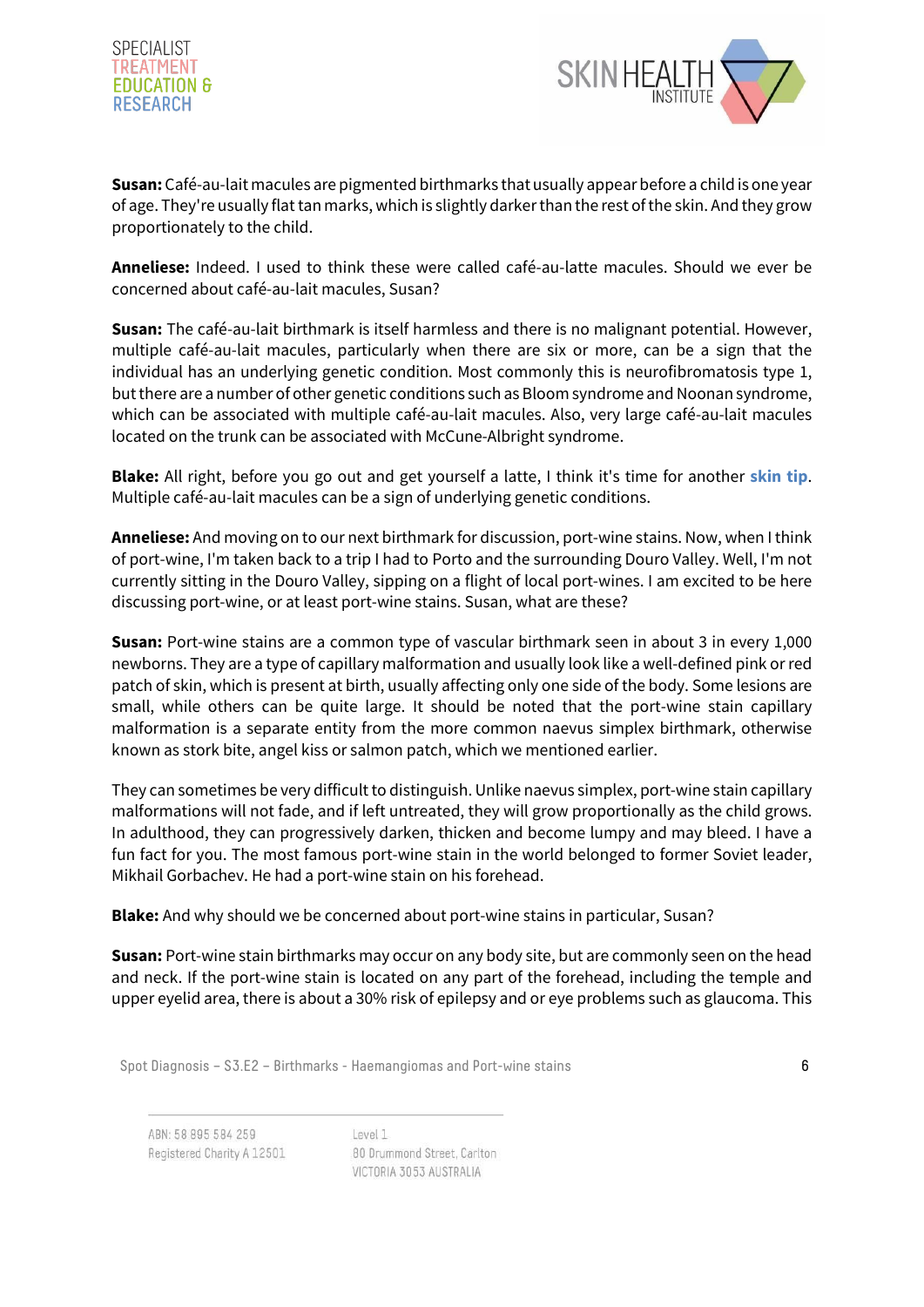**Susan:** Café-au-lait macules are pigmented birthmarks that usually appear before a child is one year of age. They're usually flat tan marks, which is slightly darker than the rest of the skin. And they grow proportionately to the child.

**Anneliese:** Indeed. I used to think these were called café-au-latte macules. Should we ever be concerned about café-au-lait macules, Susan?

**Susan:** The café-au-lait birthmark is itself harmless and there is no malignant potential. However, multiple café-au-lait macules, particularly when there are six or more, can be a sign that the individual has an underlying genetic condition. Most commonly this is neurofibromatosis type 1, but there are a number of other genetic conditions such as Bloom syndrome and Noonan syndrome, which can be associated with multiple café-au-lait macules. Also, very large café-au-lait macules located on the trunk can be associated with McCune-Albright syndrome.

**Blake:** All right, before you go out and get yourself a latte, I think it's time for another **skin tip**. Multiple café-au-lait macules can be a sign of underlying genetic conditions.

**Anneliese:** And moving on to our next birthmark for discussion, port-wine stains. Now, when I think of port-wine, I'm taken back to a trip I had to Porto and the surrounding Douro Valley. Well, I'm not currently sitting in the Douro Valley, sipping on a flight of local port-wines. I am excited to be here discussing port-wine, or at least port-wine stains. Susan, what are these?

**Susan:** Port-wine stains are a common type of vascular birthmark seen in about 3 in every 1,000 newborns. They are a type of capillary malformation and usually look like a well-defined pink or red patch of skin, which is present at birth, usually affecting only one side of the body. Some lesions are small, while others can be quite large. It should be noted that the port-wine stain capillary malformation is a separate entity from the more common naevus simplex birthmark, otherwise known as stork bite, angel kiss or salmon patch, which we mentioned earlier.

They can sometimes be very difficult to distinguish. Unlike naevus simplex, port-wine stain capillary malformations will not fade, and if left untreated, they will grow proportionally as the child grows. In adulthood, they can progressively darken, thicken and become lumpy and may bleed. I have a fun fact for you. The most famous port-wine stain in the world belonged to former Soviet leader, Mikhail Gorbachev. He had a port-wine stain on his forehead.

**Blake:** And why should we be concerned about port-wine stains in particular, Susan?

**Susan:** Port-wine stain birthmarks may occur on any body site, but are commonly seen on the head and neck. If the port-wine stain is located on any part of the forehead, including the temple and upper eyelid area, there is about a 30% risk of epilepsy and or eye problems such as glaucoma. This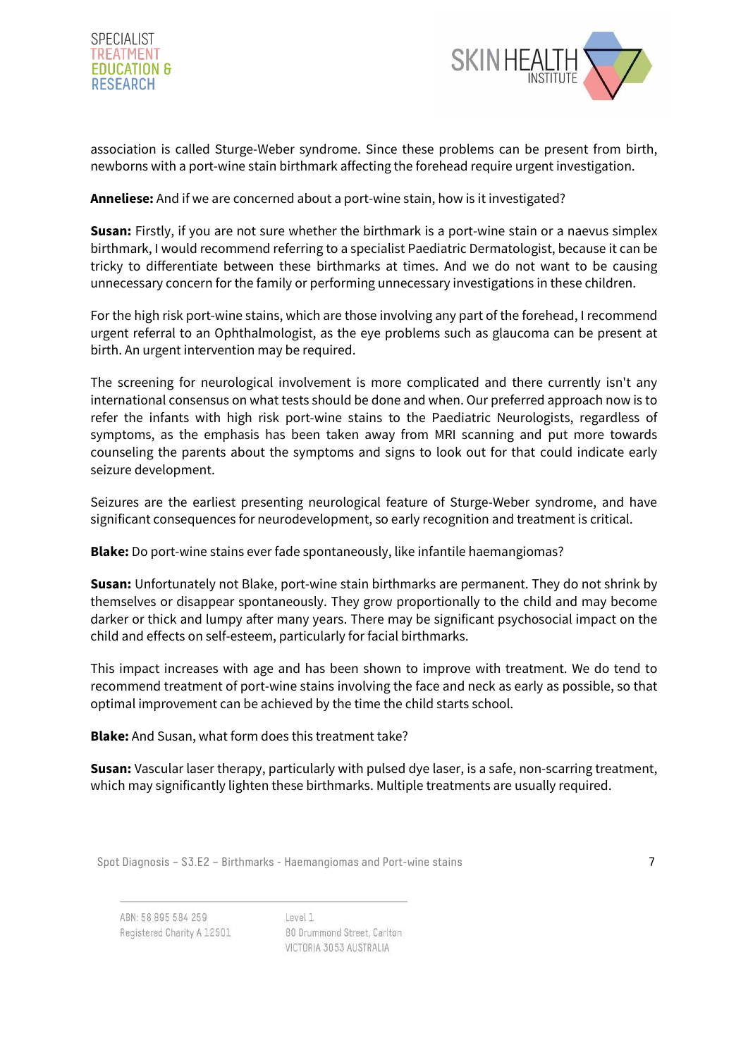association is called Sturge-Weber syndrome. Since these problems can be present from birth, newborns with a port-wine stain birthmark affecting the forehead require urgent investigation.

**Anneliese:** And if we are concerned about a port-wine stain, how is it investigated?

**Susan:** Firstly, if you are not sure whether the birthmark is a port-wine stain or a naevus simplex birthmark, I would recommend referring to a specialist Paediatric Dermatologist, because it can be tricky to differentiate between these birthmarks at times. And we do not want to be causing unnecessary concern for the family or performing unnecessary investigations in these children.

For the high risk port-wine stains, which are those involving any part of the forehead, I recommend urgent referral to an Ophthalmologist, as the eye problems such as glaucoma can be present at birth. An urgent intervention may be required.

The screening for neurological involvement is more complicated and there currently isn't any international consensus on what tests should be done and when. Our preferred approach now is to refer the infants with high risk port-wine stains to the Paediatric Neurologists, regardless of symptoms, as the emphasis has been taken away from MRI scanning and put more towards counseling the parents about the symptoms and signs to look out for that could indicate early seizure development.

Seizures are the earliest presenting neurological feature of Sturge-Weber syndrome, and have significant consequences for neurodevelopment, so early recognition and treatment is critical.

**Blake:** Do port-wine stains ever fade spontaneously, like infantile haemangiomas?

**Susan:** Unfortunately not Blake, port-wine stain birthmarks are permanent. They do not shrink by themselves or disappear spontaneously. They grow proportionally to the child and may become darker or thick and lumpy after many years. There may be significant psychosocial impact on the child and effects on self-esteem, particularly for facial birthmarks.

This impact increases with age and has been shown to improve with treatment. We do tend to recommend treatment of port-wine stains involving the face and neck as early as possible, so that optimal improvement can be achieved by the time the child starts school.

**Blake:** And Susan, what form does this treatment take?

**Susan:** Vascular laser therapy, particularly with pulsed dye laser, is a safe, non-scarring treatment, which may significantly lighten these birthmarks. Multiple treatments are usually required.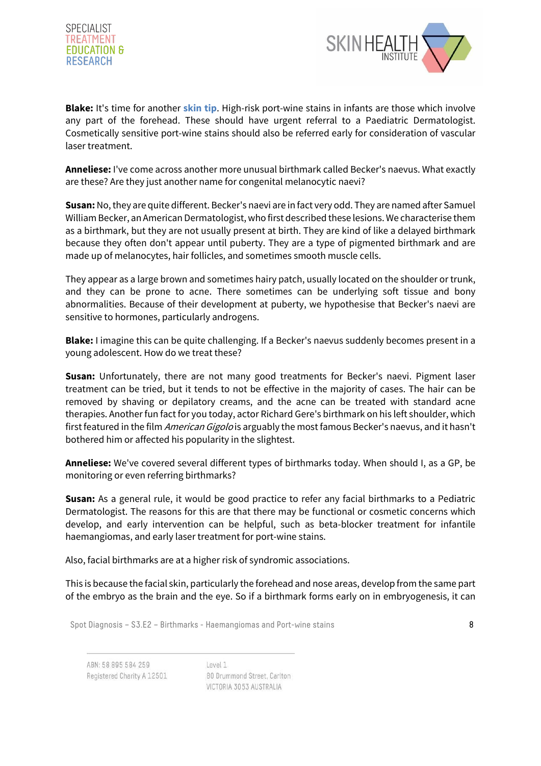**Blake:** It's time for another **skin tip**. High-risk port-wine stains in infants are those which involve any part of the forehead. These should have urgent referral to a Paediatric Dermatologist. Cosmetically sensitive port-wine stains should also be referred early for consideration of vascular laser treatment.

**Anneliese:** I've come across another more unusual birthmark called Becker's naevus. What exactly are these? Are they just another name for congenital melanocytic naevi?

**Susan:** No, they are quite different. Becker's naevi are in fact very odd. They are named after Samuel William Becker, an American Dermatologist, who first described these lesions. We characterise them as a birthmark, but they are not usually present at birth. They are kind of like a delayed birthmark because they often don't appear until puberty. They are a type of pigmented birthmark and are made up of melanocytes, hair follicles, and sometimes smooth muscle cells.

They appear as a large brown and sometimes hairy patch, usually located on the shoulder or trunk, and they can be prone to acne. There sometimes can be underlying soft tissue and bony abnormalities. Because of their development at puberty, we hypothesise that Becker's naevi are sensitive to hormones, particularly androgens.

**Blake:** I imagine this can be quite challenging. If a Becker's naevus suddenly becomes present in a young adolescent. How do we treat these?

**Susan:** Unfortunately, there are not many good treatments for Becker's naevi. Pigment laser treatment can be tried, but it tends to not be effective in the majority of cases. The hair can be removed by shaving or depilatory creams, and the acne can be treated with standard acne therapies. Another fun fact for you today, actor Richard Gere's birthmark on his left shoulder, which first featured in the film *American Gigolo* is arguably the most famous Becker's naevus, and it hasn't bothered him or affected his popularity in the slightest.

**Anneliese:** We've covered several different types of birthmarks today. When should I, as a GP, be monitoring or even referring birthmarks?

**Susan:** As a general rule, it would be good practice to refer any facial birthmarks to a Pediatric Dermatologist. The reasons for this are that there may be functional or cosmetic concerns which develop, and early intervention can be helpful, such as beta-blocker treatment for infantile haemangiomas, and early laser treatment for port-wine stains.

Also, facial birthmarks are at a higher risk of syndromic associations.

This is because the facial skin, particularly the forehead and nose areas, develop from the same part of the embryo as the brain and the eye. So if a birthmark forms early on in embryogenesis, it can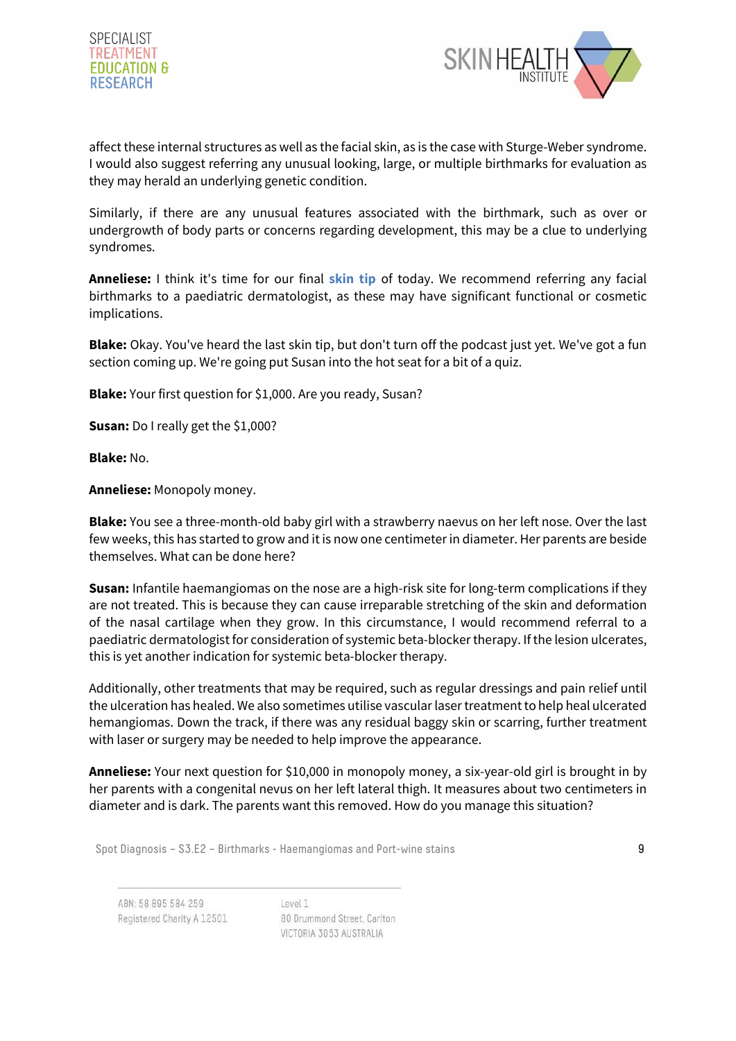affect these internal structures as well as the facial skin, as is the case with Sturge-Weber syndrome. I would also suggest referring any unusual looking, large, or multiple birthmarks for evaluation as they may herald an underlying genetic condition.

Similarly, if there are any unusual features associated with the birthmark, such as over or undergrowth of body parts or concerns regarding development, this may be a clue to underlying syndromes.

**Anneliese:** I think it's time for our final **skin tip** of today. We recommend referring any facial birthmarks to a paediatric dermatologist, as these may have significant functional or cosmetic implications.

**Blake:** Okay. You've heard the last skin tip, but don't turn off the podcast just yet. We've got a fun section coming up. We're going put Susan into the hot seat for a bit of a quiz.

**Blake:** Your first question for $1,000. Are you ready, Susan?

**Susan:** Do I really get the $1,000?

**Blake:** No.

**Anneliese:** Monopoly money.

**Blake:** You see a three-month-old baby girl with a strawberry naevus on her left nose. Over the last few weeks, this has started to grow and it is now one centimeter in diameter. Her parents are beside themselves. What can be done here?

**Susan:** Infantile haemangiomas on the nose are a high-risk site for long-term complications if they are not treated. This is because they can cause irreparable stretching of the skin and deformation of the nasal cartilage when they grow. In this circumstance, I would recommend referral to a paediatric dermatologist for consideration of systemic beta-blocker therapy. If the lesion ulcerates, this is yet another indication for systemic beta-blocker therapy.

Additionally, other treatments that may be required, such as regular dressings and pain relief until the ulceration has healed. We also sometimes utilise vascular laser treatment to help heal ulcerated hemangiomas. Down the track, if there was any residual baggy skin or scarring, further treatment with laser or surgery may be needed to help improve the appearance.

**Anneliese:** Your next question for $10,000 in monopoly money, a six-year-old girl is brought in by her parents with a congenital nevus on her left lateral thigh. It measures about two centimeters in diameter and is dark. The parents want this removed. How do you manage this situation?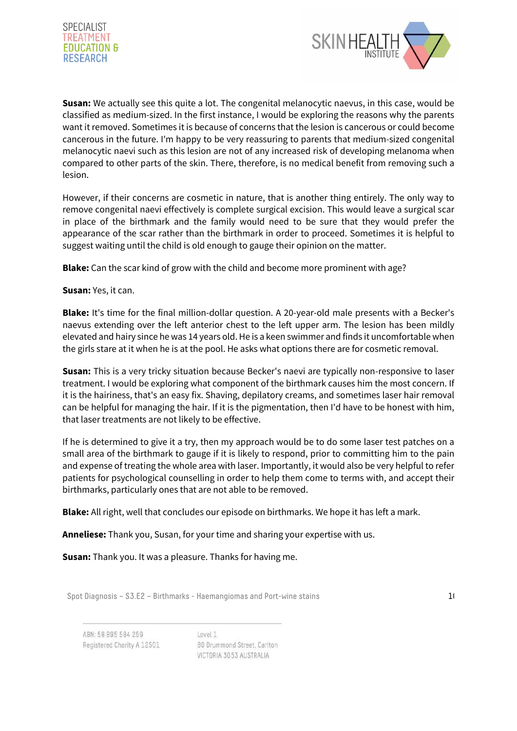**Susan:** We actually see this quite a lot. The congenital melanocytic naevus, in this case, would be classified as medium-sized. In the first instance, I would be exploring the reasons why the parents want it removed. Sometimes it is because of concerns that the lesion is cancerous or could become cancerous in the future. I'm happy to be very reassuring to parents that medium-sized congenital melanocytic naevi such as this lesion are not of any increased risk of developing melanoma when compared to other parts of the skin. There, therefore, is no medical benefit from removing such a lesion.

However, if their concerns are cosmetic in nature, that is another thing entirely. The only way to remove congenital naevi effectively is complete surgical excision. This would leave a surgical scar in place of the birthmark and the family would need to be sure that they would prefer the appearance of the scar rather than the birthmark in order to proceed. Sometimes it is helpful to suggest waiting until the child is old enough to gauge their opinion on the matter.

**Blake:** Can the scar kind of grow with the child and become more prominent with age?

**Susan:** Yes, it can.

**Blake:** It's time for the final million-dollar question. A 20-year-old male presents with a Becker's naevus extending over the left anterior chest to the left upper arm. The lesion has been mildly elevated and hairy since he was 14 years old. He is a keen swimmer and finds it uncomfortable when the girls stare at it when he is at the pool. He asks what options there are for cosmetic removal.

**Susan:** This is a very tricky situation because Becker's naevi are typically non-responsive to laser treatment. I would be exploring what component of the birthmark causes him the most concern. If it is the hairiness, that's an easy fix. Shaving, depilatory creams, and sometimes laser hair removal can be helpful for managing the hair. If it is the pigmentation, then I'd have to be honest with him, that laser treatments are not likely to be effective.

If he is determined to give it a try, then my approach would be to do some laser test patches on a small area of the birthmark to gauge if it is likely to respond, prior to committing him to the pain and expense of treating the whole area with laser. Importantly, it would also be very helpful to refer patients for psychological counselling in order to help them come to terms with, and accept their birthmarks, particularly ones that are not able to be removed.

**Blake:** All right, well that concludes our episode on birthmarks. We hope it has left a mark.

**Anneliese:** Thank you, Susan, for your time and sharing your expertise with us.

**Susan:** Thank you. It was a pleasure. Thanks for having me.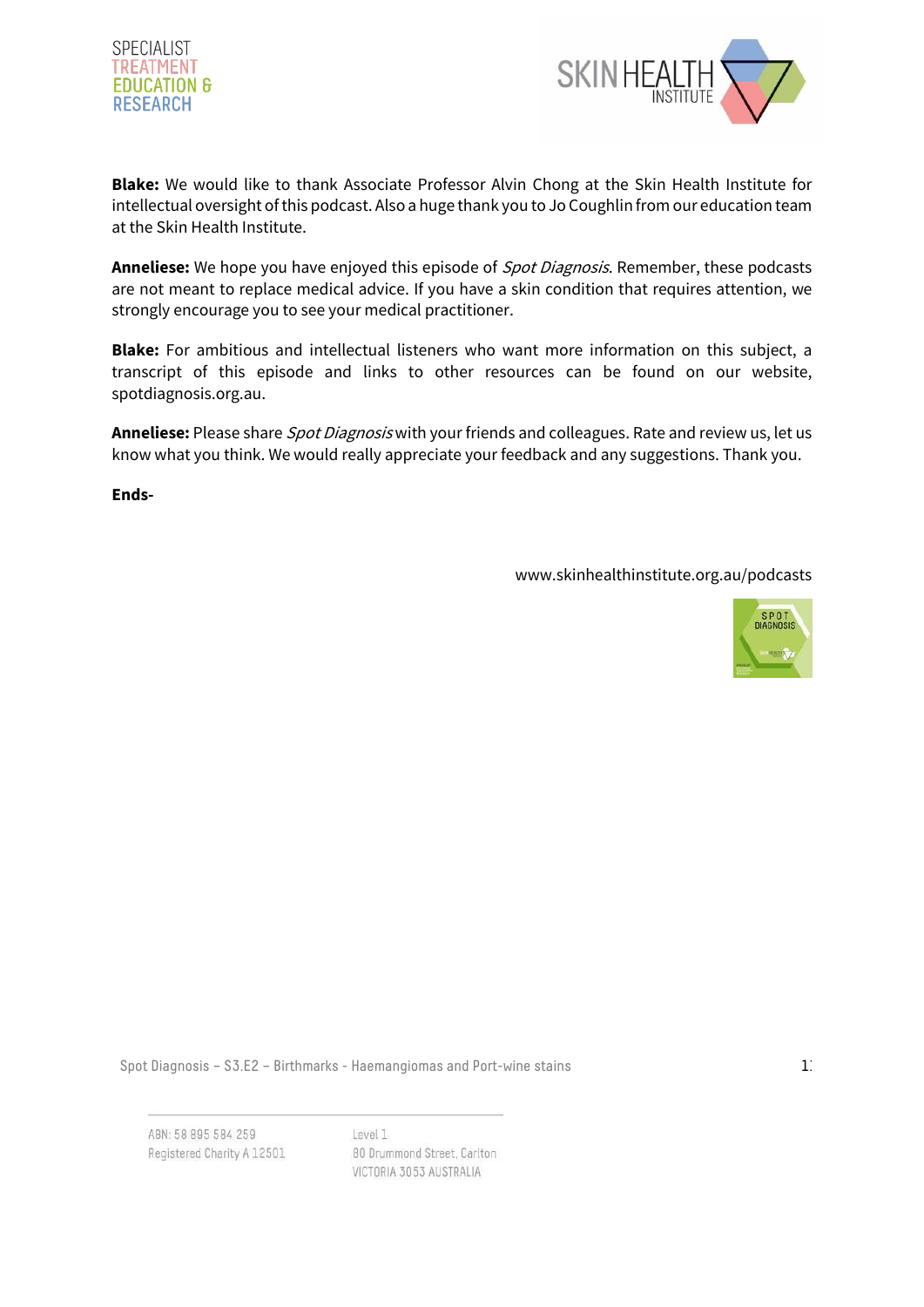**Blake:** We would like to thank Associate Professor Alvin Chong at the Skin Health Institute for intellectual oversight of this podcast. Also a huge thank you to Jo Coughlin from our education team at the Skin Health Institute.

**Anneliese:** We hope you have enjoyed this episode of *Spot Diagnosis*. Remember, these podcasts are not meant to replace medical advice. If you have a skin condition that requires attention, we strongly encourage you to see your medical practitioner.

**Blake:** For ambitious and intellectual listeners who want more information on this subject, a transcript of this episode and links to other resources can be found on our website, spotdiagnosis.org.au.

**Anneliese:** Please share *Spot Diagnosis* with your friends and colleagues. Rate and review us, let us know what you think. We would really appreciate your feedback and any suggestions. Thank you.

**Ends-**

www.skinhealthinstitute.org.au/podcasts